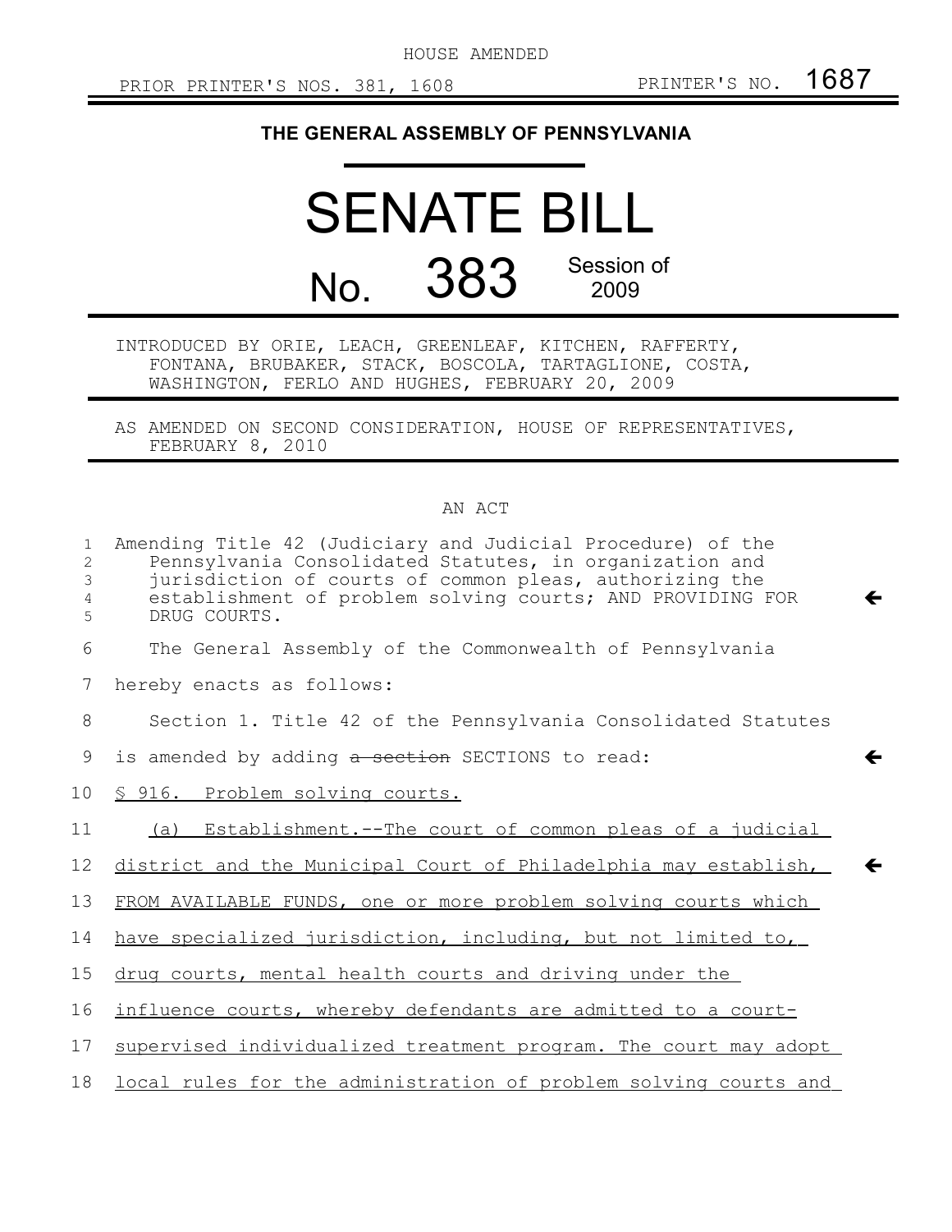HOUSE AMENDED

PRIOR PRINTER'S NOS. 381, 1608 PRINTER'S NO. 1687

**THE GENERAL ASSEMBLY OF PENNSYLVANIA**

# SENATE BILL

## No. 383 Session of 2009

INTRODUCED BY ORIE, LEACH, GREENLEAF, KITCHEN, RAFFERTY, FONTANA, BRUBAKER, STACK, BOSCOLA, TARTAGLIONE, COSTA, WASHINGTON, FERLO AND HUGHES, FEBRUARY 20, 2009

AS AMENDED ON SECOND CONSIDERATION, HOUSE OF REPRESENTATIVES, FEBRUARY 8, 2010

AN ACT

Amending Title 42 (Judiciary and Judicial Procedure) of the Pennsylvania Consolidated Statutes, in organization and jurisdiction of courts of common pleas, authorizing the establishment of problem solving courts; AND PROVIDING FOR DRUG COURTS.

The General Assembly of the Commonwealth of Pennsylvania hereby enacts as follows:

Section 1. Title 42 of the Pennsylvania Consolidated Statutes is amended by adding ~~a section~~ SECTIONS to read:

§ 916. Problem solving courts.

(a) Establishment.--The court of common pleas of a judicial district and the Municipal Court of Philadelphia may establish, FROM AVAILABLE FUNDS, one or more problem solving courts which have specialized jurisdiction, including, but not limited to, drug courts, mental health courts and driving under the influence courts, whereby defendants are admitted to a court-supervised individualized treatment program. The court may adopt local rules for the administration of problem solving courts and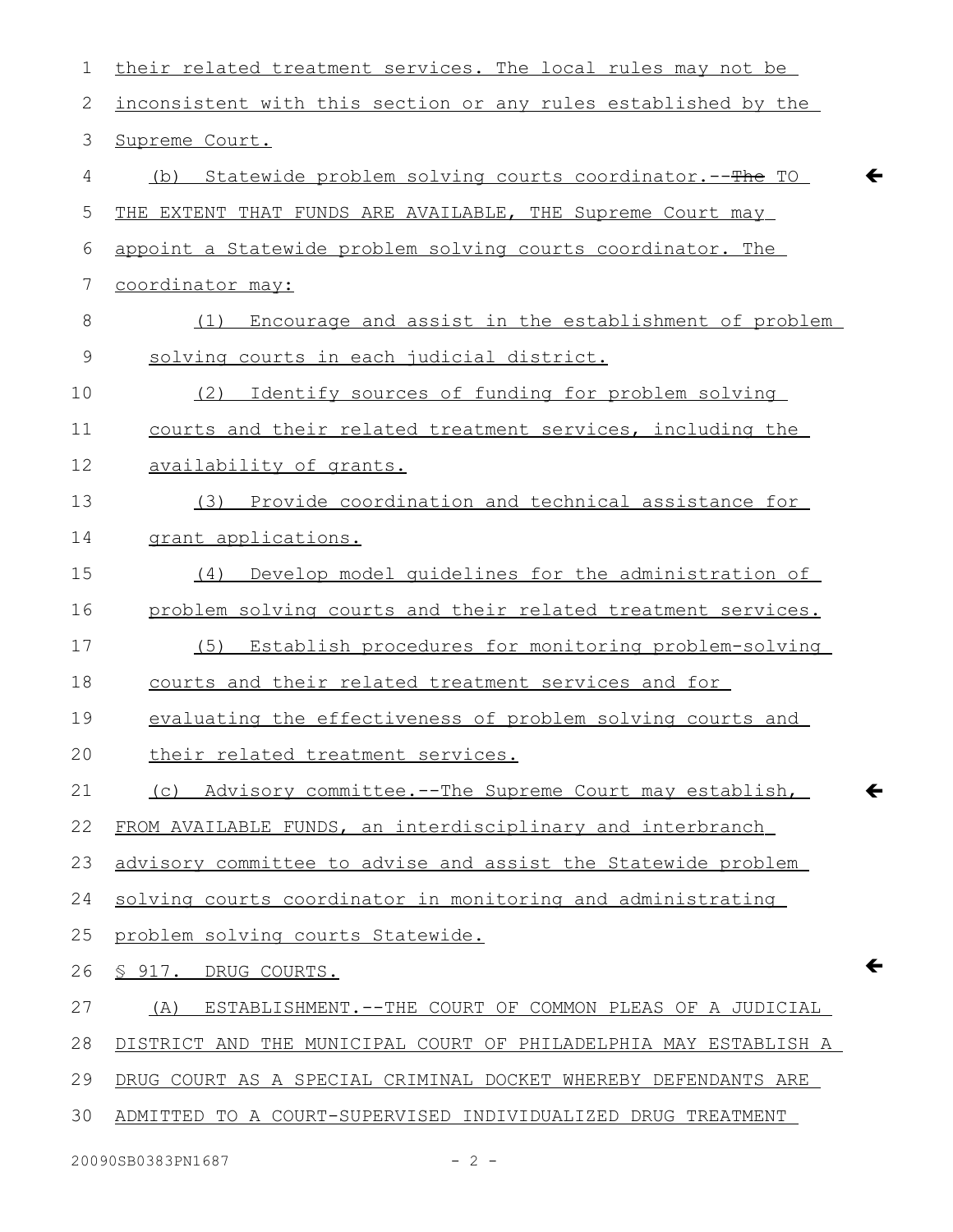their related treatment services. The local rules may not be inconsistent with this section or any rules established by the Supreme Court.

(b) Statewide problem solving courts coordinator.--~~The~~ TO THE EXTENT THAT FUNDS ARE AVAILABLE, THE Supreme Court may appoint a Statewide problem solving courts coordinator. The coordinator may:

(1) Encourage and assist in the establishment of problem solving courts in each judicial district.

(2) Identify sources of funding for problem solving courts and their related treatment services, including the availability of grants.

(3) Provide coordination and technical assistance for grant applications.

(4) Develop model guidelines for the administration of problem solving courts and their related treatment services.

(5) Establish procedures for monitoring problem-solving courts and their related treatment services and for evaluating the effectiveness of problem solving courts and their related treatment services.

(c) Advisory committee.--The Supreme Court may establish, FROM AVAILABLE FUNDS, an interdisciplinary and interbranch advisory committee to advise and assist the Statewide problem solving courts coordinator in monitoring and administrating problem solving courts Statewide.

§ 917. DRUG COURTS.

(A) ESTABLISHMENT.--THE COURT OF COMMON PLEAS OF A JUDICIAL DISTRICT AND THE MUNICIPAL COURT OF PHILADELPHIA MAY ESTABLISH A DRUG COURT AS A SPECIAL CRIMINAL DOCKET WHEREBY DEFENDANTS ARE ADMITTED TO A COURT-SUPERVISED INDIVIDUALIZED DRUG TREATMENT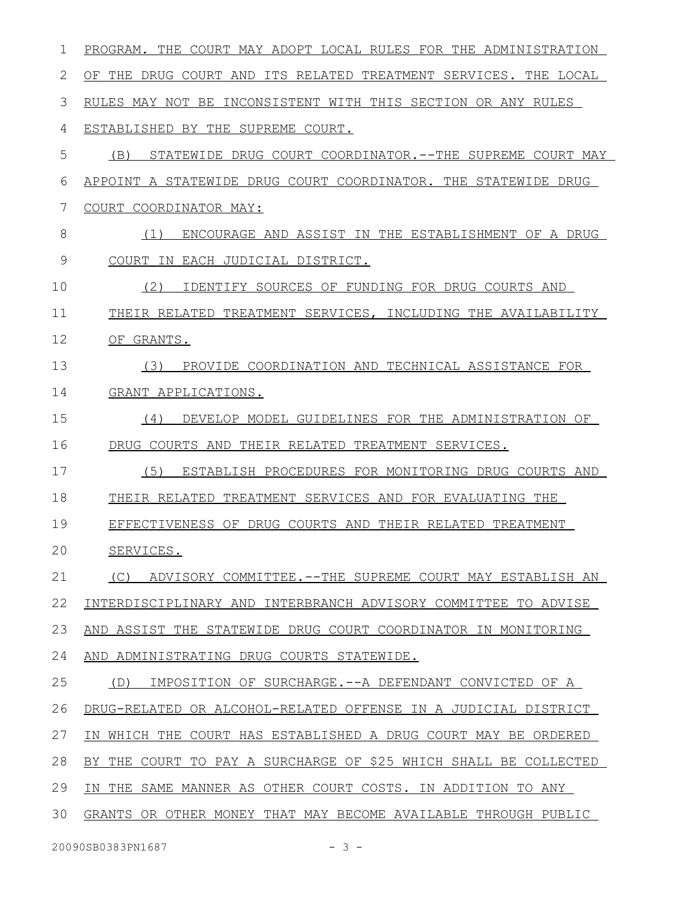PROGRAM. THE COURT MAY ADOPT LOCAL RULES FOR THE ADMINISTRATION OF THE DRUG COURT AND ITS RELATED TREATMENT SERVICES. THE LOCAL RULES MAY NOT BE INCONSISTENT WITH THIS SECTION OR ANY RULES ESTABLISHED BY THE SUPREME COURT.

(B) STATEWIDE DRUG COURT COORDINATOR.--THE SUPREME COURT MAY APPOINT A STATEWIDE DRUG COURT COORDINATOR. THE STATEWIDE DRUG COURT COORDINATOR MAY:

(1) ENCOURAGE AND ASSIST IN THE ESTABLISHMENT OF A DRUG COURT IN EACH JUDICIAL DISTRICT.

(2) IDENTIFY SOURCES OF FUNDING FOR DRUG COURTS AND THEIR RELATED TREATMENT SERVICES, INCLUDING THE AVAILABILITY OF GRANTS.

(3) PROVIDE COORDINATION AND TECHNICAL ASSISTANCE FOR GRANT APPLICATIONS.

(4) DEVELOP MODEL GUIDELINES FOR THE ADMINISTRATION OF DRUG COURTS AND THEIR RELATED TREATMENT SERVICES.

(5) ESTABLISH PROCEDURES FOR MONITORING DRUG COURTS AND THEIR RELATED TREATMENT SERVICES AND FOR EVALUATING THE EFFECTIVENESS OF DRUG COURTS AND THEIR RELATED TREATMENT SERVICES.

(C) ADVISORY COMMITTEE.--THE SUPREME COURT MAY ESTABLISH AN INTERDISCIPLINARY AND INTERBRANCH ADVISORY COMMITTEE TO ADVISE AND ASSIST THE STATEWIDE DRUG COURT COORDINATOR IN MONITORING AND ADMINISTRATING DRUG COURTS STATEWIDE.

(D) IMPOSITION OF SURCHARGE.--A DEFENDANT CONVICTED OF A DRUG-RELATED OR ALCOHOL-RELATED OFFENSE IN A JUDICIAL DISTRICT IN WHICH THE COURT HAS ESTABLISHED A DRUG COURT MAY BE ORDERED BY THE COURT TO PAY A SURCHARGE OF $25 WHICH SHALL BE COLLECTED IN THE SAME MANNER AS OTHER COURT COSTS. IN ADDITION TO ANY GRANTS OR OTHER MONEY THAT MAY BECOME AVAILABLE THROUGH PUBLIC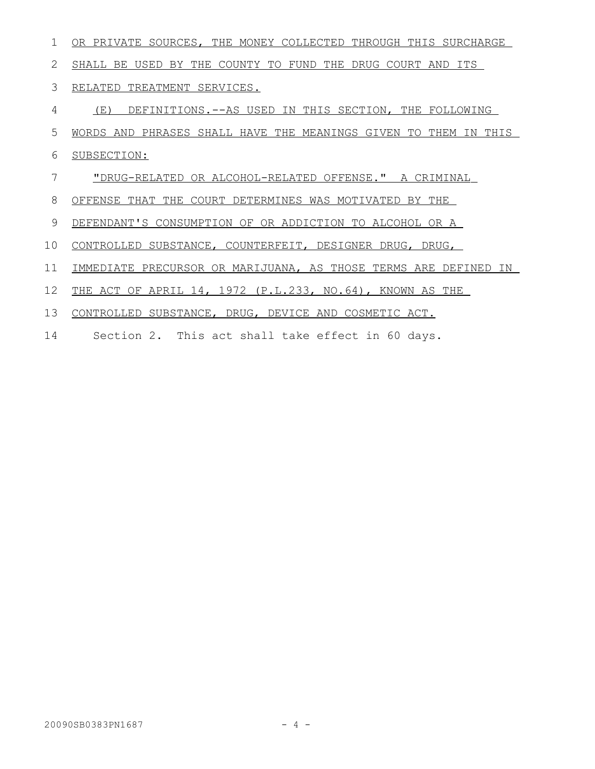OR PRIVATE SOURCES, THE MONEY COLLECTED THROUGH THIS SURCHARGE SHALL BE USED BY THE COUNTY TO FUND THE DRUG COURT AND ITS RELATED TREATMENT SERVICES.

(E) DEFINITIONS.--AS USED IN THIS SECTION, THE FOLLOWING WORDS AND PHRASES SHALL HAVE THE MEANINGS GIVEN TO THEM IN THIS SUBSECTION:

"DRUG-RELATED OR ALCOHOL-RELATED OFFENSE." A CRIMINAL OFFENSE THAT THE COURT DETERMINES WAS MOTIVATED BY THE DEFENDANT'S CONSUMPTION OF OR ADDICTION TO ALCOHOL OR A CONTROLLED SUBSTANCE, COUNTERFEIT, DESIGNER DRUG, DRUG, IMMEDIATE PRECURSOR OR MARIJUANA, AS THOSE TERMS ARE DEFINED IN THE ACT OF APRIL 14, 1972 (P.L.233, NO.64), KNOWN AS THE CONTROLLED SUBSTANCE, DRUG, DEVICE AND COSMETIC ACT.

Section 2. This act shall take effect in 60 days.